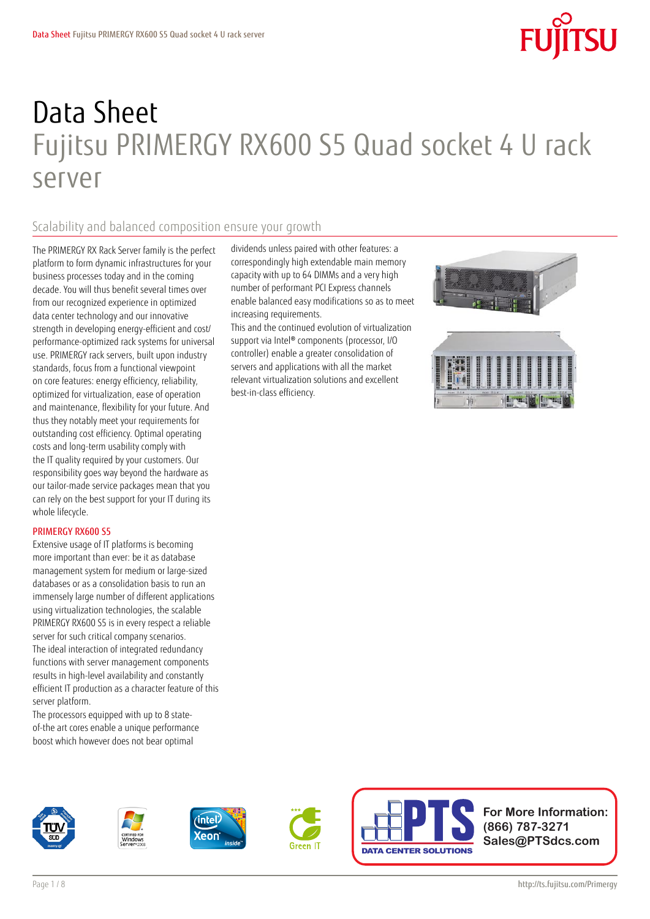# Data Sheet
## Fujitsu PRIMERGY RX600 S5 Quad socket 4 U rack server

### Scalability and balanced composition ensure your growth

The PRIMERGY RX Rack Server family is the perfect platform to form dynamic infrastructures for your business processes today and in the coming decade. You will thus benefit several times over from our recognized experience in optimized data center technology and our innovative strength in developing energy-efficient and cost/performance-optimized rack systems for universal use. PRIMERGY rack servers, built upon industry standards, focus from a functional viewpoint on core features: energy efficiency, reliability, optimized for virtualization, ease of operation and maintenance, flexibility for your future. And thus they notably meet your requirements for outstanding cost efficiency. Optimal operating costs and long-term usability comply with the IT quality required by your customers. Our responsibility goes way beyond the hardware as our tailor-made service packages mean that you can rely on the best support for your IT during its whole lifecycle.

#### PRIMERGY RX600 S5

Extensive usage of IT platforms is becoming more important than ever: be it as database management system for medium or large-sized databases or as a consolidation basis to run an immensely large number of different applications using virtualization technologies, the scalable PRIMERGY RX600 S5 is in every respect a reliable server for such critical company scenarios.
The ideal interaction of integrated redundancy functions with server management components results in high-level availability and constantly efficient IT production as a character feature of this server platform.
The processors equipped with up to 8 state-of-the art cores enable a unique performance boost which however does not bear optimal dividends unless paired with other features: a correspondingly high extendable main memory capacity with up to 64 DIMMs and a very high number of performant PCI Express channels enable balanced easy modifications so as to meet increasing requirements.
This and the continued evolution of virtualization support via Intel® components (processor, I/O controller) enable a greater consolidation of servers and applications with all the market relevant virtualization solutions and excellent best-in-class efficiency.

For More Information:
(866) 787-3271
Sales@PTSdcs.com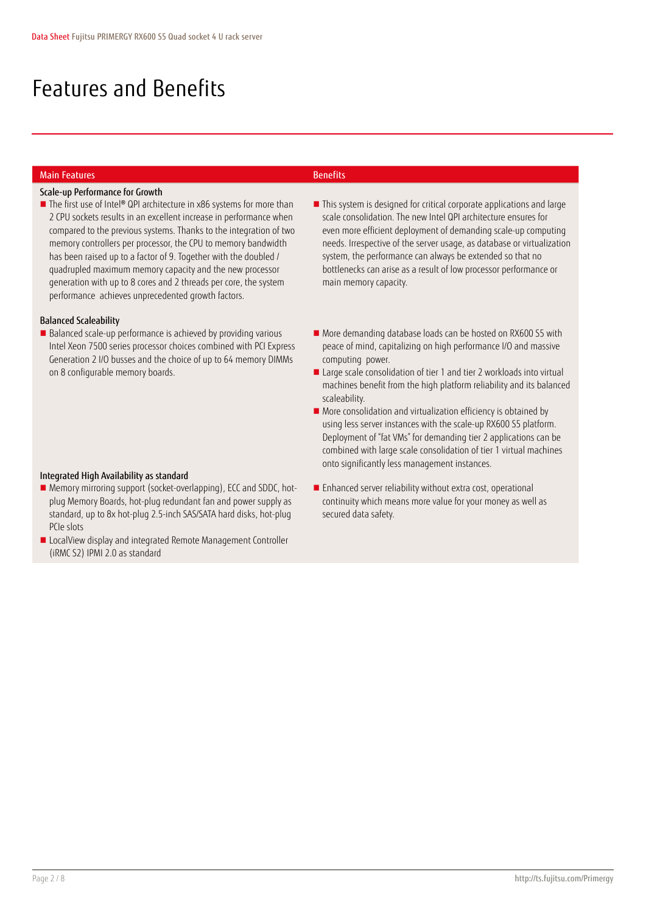# Features and Benefits

| Main Features | Benefits |
|---|---|
| **Scale-up Performance for Growth**<br>■ The first use of Intel® QPI architecture in x86 systems for more than 2 CPU sockets results in an excellent increase in performance when compared to the previous systems. Thanks to the integration of two memory controllers per processor, the CPU to memory bandwidth has been raised up to a factor of 9. Together with the doubled / quadrupled maximum memory capacity and the new processor generation with up to 8 cores and 2 threads per core, the system performance achieves unprecedented growth factors. | ■ This system is designed for critical corporate applications and large scale consolidation. The new Intel QPI architecture ensures for even more efficient deployment of demanding scale-up computing needs. Irrespective of the server usage, as database or virtualization system, the performance can always be extended so that no bottlenecks can arise as a result of low processor performance or main memory capacity. |
| **Balanced Scaleability**<br>■ Balanced scale-up performance is achieved by providing various Intel Xeon 7500 series processor choices combined with PCI Express Generation 2 I/O busses and the choice of up to 64 memory DIMMs on 8 configurable memory boards. | ■ More demanding database loads can be hosted on RX600 S5 with peace of mind, capitalizing on high performance I/O and massive computing power.<br>■ Large scale consolidation of tier 1 and tier 2 workloads into virtual machines benefit from the high platform reliability and its balanced scaleability.<br>■ More consolidation and virtualization efficiency is obtained by using less server instances with the scale-up RX600 S5 platform. Deployment of "fat VMs" for demanding tier 2 applications can be combined with large scale consolidation of tier 1 virtual machines onto significantly less management instances. |
| **Integrated High Availability as standard**<br>■ Memory mirroring support (socket-overlapping), ECC and SDDC, hot-plug Memory Boards, hot-plug redundant fan and power supply as standard, up to 8x hot-plug 2.5-inch SAS/SATA hard disks, hot-plug PCIe slots<br>■ LocalView display and integrated Remote Management Controller (iRMC S2) IPMI 2.0 as standard | ■ Enhanced server reliability without extra cost, operational continuity which means more value for your money as well as secured data safety. |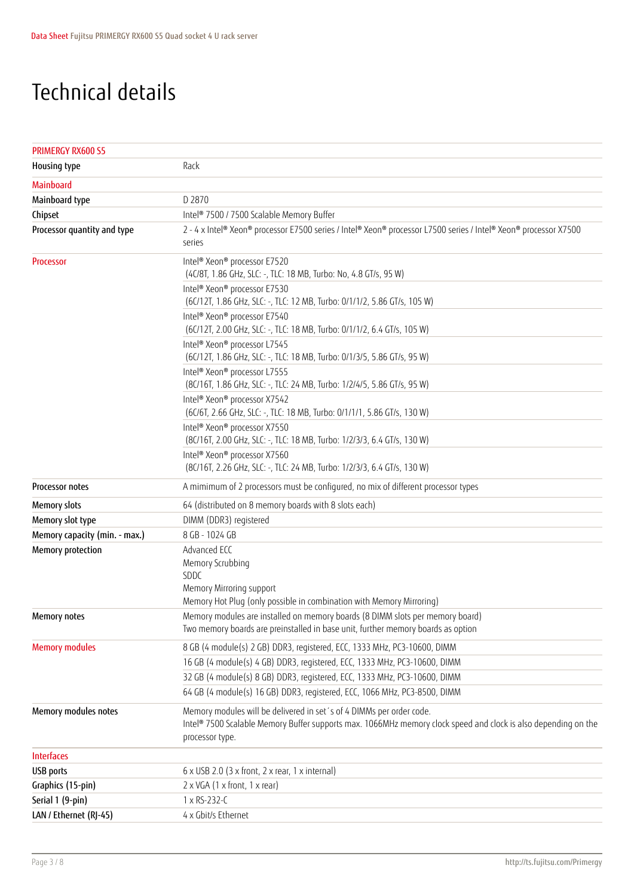# Technical details

| | |
|---|---|
| PRIMERGY RX600 S5 | |
| **Housing type** | Rack |
| Mainboard | |
| **Mainboard type** | D 2870 |
| **Chipset** | Intel® 7500 / 7500 Scalable Memory Buffer |
| **Processor quantity and type** | 2 - 4 x Intel® Xeon® processor E7500 series / Intel® Xeon® processor L7500 series / Intel® Xeon® processor X7500 series |
| Processor | Intel® Xeon® processor E7520<br>(4C/8T, 1.86 GHz, SLC: -, TLC: 18 MB, Turbo: No, 4.8 GT/s, 95 W) |
| | Intel® Xeon® processor E7530<br>(6C/12T, 1.86 GHz, SLC: -, TLC: 12 MB, Turbo: 0/1/1/2, 5.86 GT/s, 105 W) |
| | Intel® Xeon® processor E7540<br>(6C/12T, 2.00 GHz, SLC: -, TLC: 18 MB, Turbo: 0/1/1/2, 6.4 GT/s, 105 W) |
| | Intel® Xeon® processor L7545<br>(6C/12T, 1.86 GHz, SLC: -, TLC: 18 MB, Turbo: 0/1/3/5, 5.86 GT/s, 95 W) |
| | Intel® Xeon® processor L7555<br>(8C/16T, 1.86 GHz, SLC: -, TLC: 24 MB, Turbo: 1/2/4/5, 5.86 GT/s, 95 W) |
| | Intel® Xeon® processor X7542<br>(6C/6T, 2.66 GHz, SLC: -, TLC: 18 MB, Turbo: 0/1/1/1, 5.86 GT/s, 130 W) |
| | Intel® Xeon® processor X7550<br>(8C/16T, 2.00 GHz, SLC: -, TLC: 18 MB, Turbo: 1/2/3/3, 6.4 GT/s, 130 W) |
| | Intel® Xeon® processor X7560<br>(8C/16T, 2.26 GHz, SLC: -, TLC: 24 MB, Turbo: 1/2/3/3, 6.4 GT/s, 130 W) |
| **Processor notes** | A mimimum of 2 processors must be configured, no mix of different processor types |
| **Memory slots** | 64 (distributed on 8 memory boards with 8 slots each) |
| **Memory slot type** | DIMM (DDR3) registered |
| **Memory capacity (min. - max.)** | 8 GB - 1024 GB |
| **Memory protection** | Advanced ECC<br>Memory Scrubbing<br>SDDC<br>Memory Mirroring support<br>Memory Hot Plug (only possible in combination with Memory Mirroring) |
| **Memory notes** | Memory modules are installed on memory boards (8 DIMM slots per memory board)<br>Two memory boards are preinstalled in base unit, further memory boards as option |
| Memory modules | 8 GB (4 module(s) 2 GB) DDR3, registered, ECC, 1333 MHz, PC3-10600, DIMM |
| | 16 GB (4 module(s) 4 GB) DDR3, registered, ECC, 1333 MHz, PC3-10600, DIMM |
| | 32 GB (4 module(s) 8 GB) DDR3, registered, ECC, 1333 MHz, PC3-10600, DIMM |
| | 64 GB (4 module(s) 16 GB) DDR3, registered, ECC, 1066 MHz, PC3-8500, DIMM |
| **Memory modules notes** | Memory modules will be delivered in set´s of 4 DIMMs per order code.<br>Intel® 7500 Scalable Memory Buffer supports max. 1066MHz memory clock speed and clock is also depending on the processor type. |
| Interfaces | |
| **USB ports** | 6 x USB 2.0 (3 x front, 2 x rear, 1 x internal) |
| **Graphics (15-pin)** | 2 x VGA (1 x front, 1 x rear) |
| **Serial 1 (9-pin)** | 1 x RS-232-C |
| **LAN / Ethernet (RJ-45)** | 4 x Gbit/s Ethernet |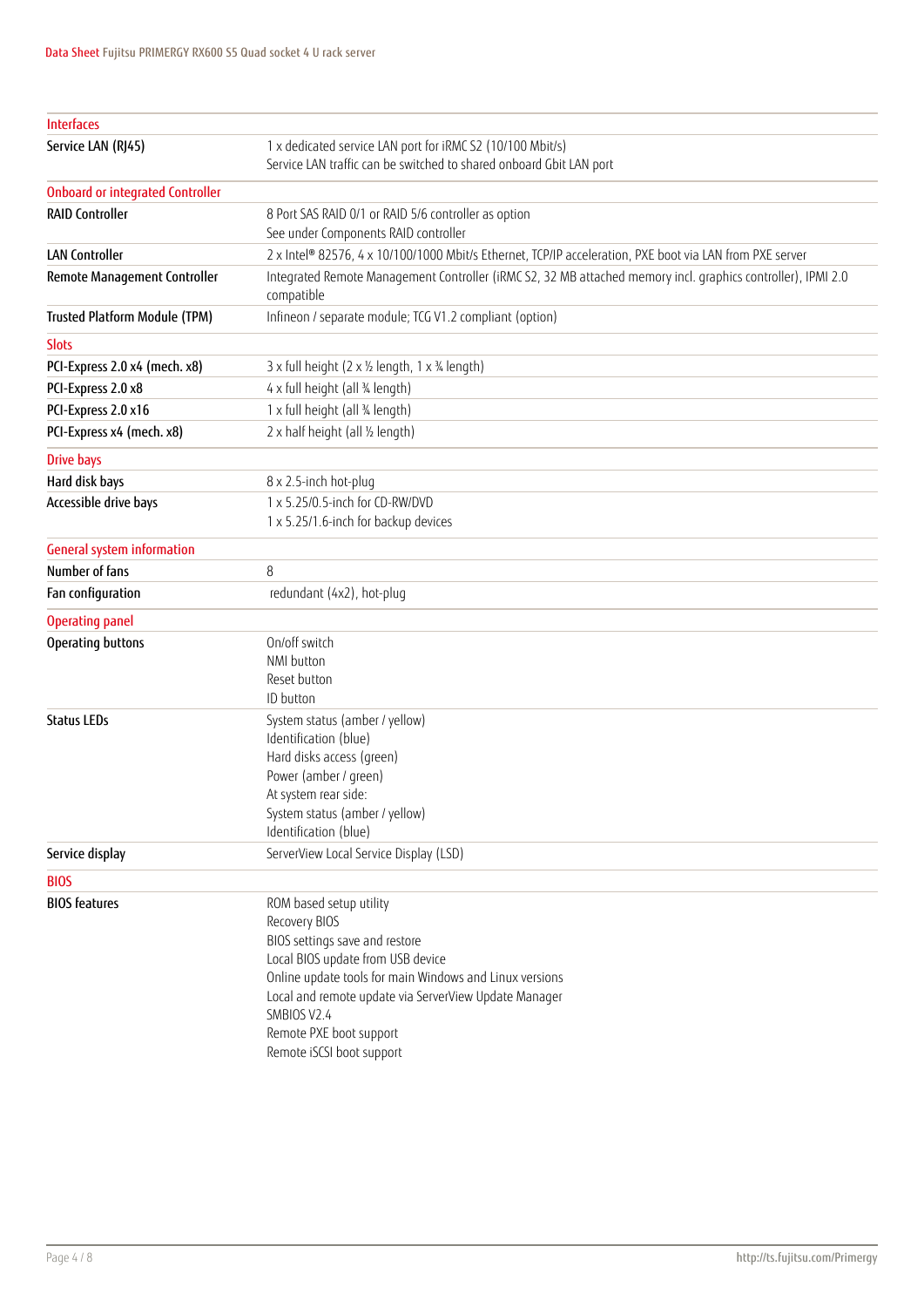| | |
|---|---|
| **Interfaces** | |
| Service LAN (RJ45) | 1 x dedicated service LAN port for iRMC S2 (10/100 Mbit/s)<br>Service LAN traffic can be switched to shared onboard Gbit LAN port |
| **Onboard or integrated Controller** | |
| RAID Controller | 8 Port SAS RAID 0/1 or RAID 5/6 controller as option<br>See under Components RAID controller |
| LAN Controller | 2 x Intel® 82576, 4 x 10/100/1000 Mbit/s Ethernet, TCP/IP acceleration, PXE boot via LAN from PXE server |
| Remote Management Controller | Integrated Remote Management Controller (iRMC S2, 32 MB attached memory incl. graphics controller), IPMI 2.0 compatible |
| Trusted Platform Module (TPM) | Infineon / separate module; TCG V1.2 compliant (option) |
| **Slots** | |
| PCI-Express 2.0 x4 (mech. x8) | 3 x full height (2 x ½ length, 1 x ¾ length) |
| PCI-Express 2.0 x8 | 4 x full height (all ¾ length) |
| PCI-Express 2.0 x16 | 1 x full height (all ¾ length) |
| PCI-Express x4 (mech. x8) | 2 x half height (all ½ length) |
| **Drive bays** | |
| Hard disk bays | 8 x 2.5-inch hot-plug |
| Accessible drive bays | 1 x 5.25/0.5-inch for CD-RW/DVD<br>1 x 5.25/1.6-inch for backup devices |
| **General system information** | |
| Number of fans | 8 |
| Fan configuration | redundant (4x2), hot-plug |
| **Operating panel** | |
| Operating buttons | On/off switch<br>NMI button<br>Reset button<br>ID button |
| Status LEDs | System status (amber / yellow)<br>Identification (blue)<br>Hard disks access (green)<br>Power (amber / green)<br>At system rear side:<br>System status (amber / yellow)<br>Identification (blue) |
| Service display | ServerView Local Service Display (LSD) |
| **BIOS** | |
| BIOS features | ROM based setup utility<br>Recovery BIOS<br>BIOS settings save and restore<br>Local BIOS update from USB device<br>Online update tools for main Windows and Linux versions<br>Local and remote update via ServerView Update Manager<br>SMBIOS V2.4<br>Remote PXE boot support<br>Remote iSCSI boot support |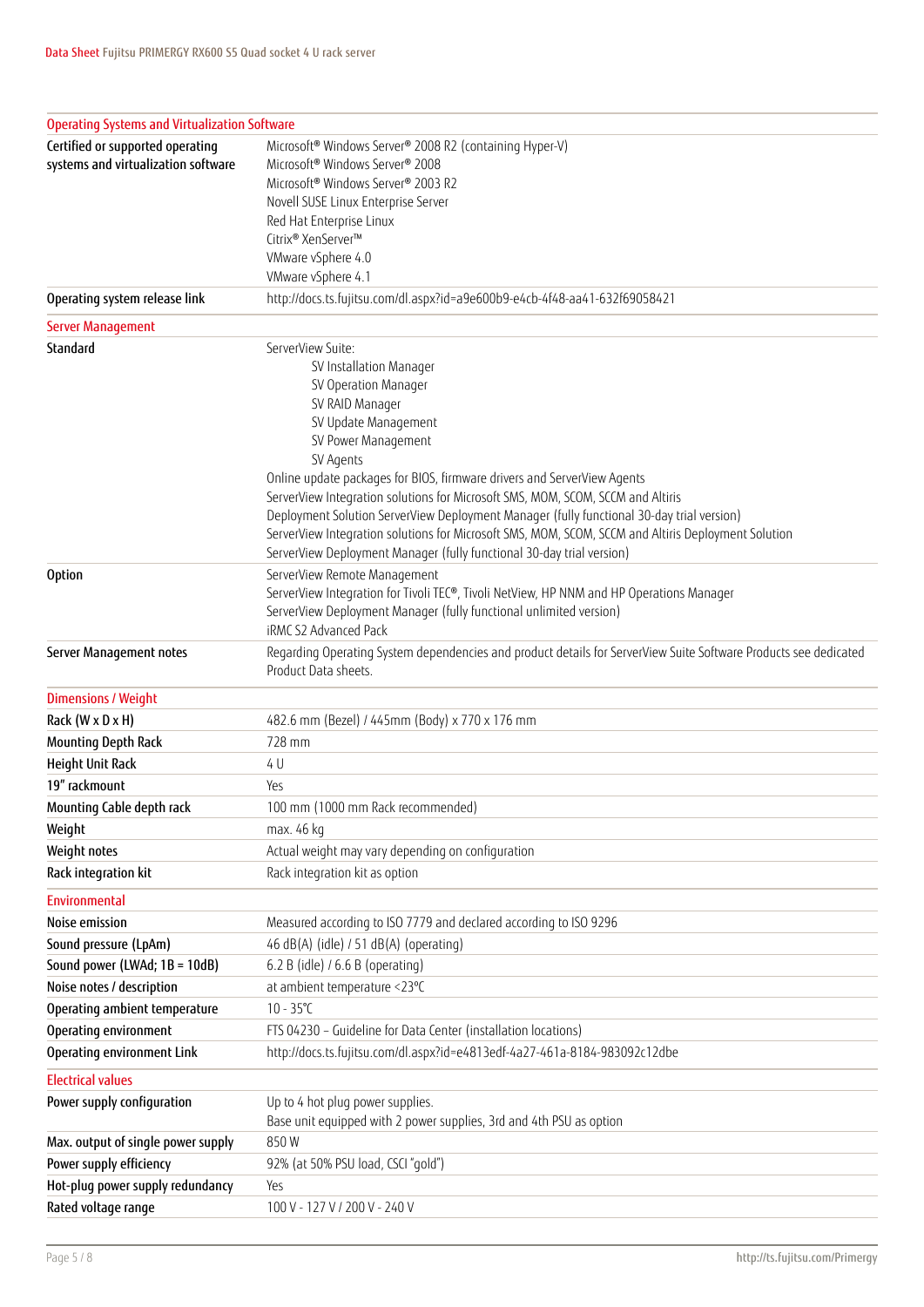## Operating Systems and Virtualization Software

| | |
|---|---|
| Certified or supported operating systems and virtualization software | Microsoft® Windows Server® 2008 R2 (containing Hyper-V)<br>Microsoft® Windows Server® 2008<br>Microsoft® Windows Server® 2003 R2<br>Novell SUSE Linux Enterprise Server<br>Red Hat Enterprise Linux<br>Citrix® XenServer™<br>VMware vSphere 4.0<br>VMware vSphere 4.1 |
| Operating system release link | http://docs.ts.fujitsu.com/dl.aspx?id=a9e600b9-e4cb-4f48-aa41-632f69058421 |

## Server Management

| | |
|---|---|
| Standard | ServerView Suite:<br>SV Installation Manager<br>SV Operation Manager<br>SV RAID Manager<br>SV Update Management<br>SV Power Management<br>SV Agents<br>Online update packages for BIOS, firmware drivers and ServerView Agents<br>ServerView Integration solutions for Microsoft SMS, MOM, SCOM, SCCM and Altiris<br>Deployment Solution ServerView Deployment Manager (fully functional 30-day trial version)<br>ServerView Integration solutions for Microsoft SMS, MOM, SCOM, SCCM and Altiris Deployment Solution<br>ServerView Deployment Manager (fully functional 30-day trial version) |
| Option | ServerView Remote Management<br>ServerView Integration for Tivoli TEC®, Tivoli NetView, HP NNM and HP Operations Manager<br>ServerView Deployment Manager (fully functional unlimited version)<br>iRMC S2 Advanced Pack |
| Server Management notes | Regarding Operating System dependencies and product details for ServerView Suite Software Products see dedicated Product Data sheets. |

## Dimensions / Weight

| | |
|---|---|
| Rack (W x D x H) | 482.6 mm (Bezel) / 445mm (Body) x 770 x 176 mm |
| Mounting Depth Rack | 728 mm |
| Height Unit Rack | 4 U |
| 19" rackmount | Yes |
| Mounting Cable depth rack | 100 mm (1000 mm Rack recommended) |
| Weight | max. 46 kg |
| Weight notes | Actual weight may vary depending on configuration |
| Rack integration kit | Rack integration kit as option |

## Environmental

| | |
|---|---|
| Noise emission | Measured according to ISO 7779 and declared according to ISO 9296 |
| Sound pressure (LpAm) | 46 dB(A) (idle) / 51 dB(A) (operating) |
| Sound power (LWAd; 1B = 10dB) | 6.2 B (idle) / 6.6 B (operating) |
| Noise notes / description | at ambient temperature <23°C |
| Operating ambient temperature | 10 - 35°C |
| Operating environment | FTS 04230 – Guideline for Data Center (installation locations) |
| Operating environment Link | http://docs.ts.fujitsu.com/dl.aspx?id=e4813edf-4a27-461a-8184-983092c12dbe |

## Electrical values

| | |
|---|---|
| Power supply configuration | Up to 4 hot plug power supplies.<br>Base unit equipped with 2 power supplies, 3rd and 4th PSU as option |
| Max. output of single power supply | 850 W |
| Power supply efficiency | 92% (at 50% PSU load, CSCI "gold") |
| Hot-plug power supply redundancy | Yes |
| Rated voltage range | 100 V - 127 V / 200 V - 240 V |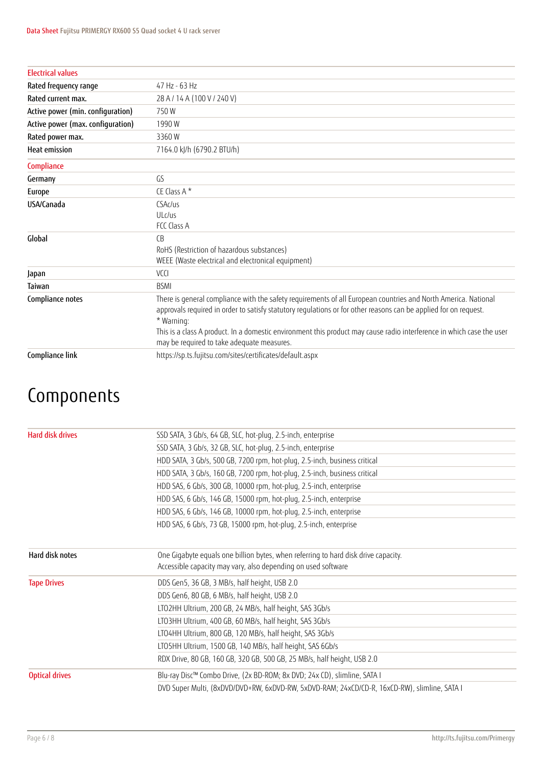| | |
|---|---|
| Electrical values | |
| Rated frequency range | 47 Hz - 63 Hz |
| Rated current max. | 28 A / 14 A (100 V / 240 V) |
| Active power (min. configuration) | 750 W |
| Active power (max. configuration) | 1990 W |
| Rated power max. | 3360 W |
| Heat emission | 7164.0 kJ/h (6790.2 BTU/h) |
| Compliance | |
| Germany | GS |
| Europe | CE Class A * |
| USA/Canada | CSAc/us<br>ULc/us<br>FCC Class A |
| Global | CB<br>RoHS (Restriction of hazardous substances)<br>WEEE (Waste electrical and electronic equipment) |
| Japan | VCCI |
| Taiwan | BSMI |
| Compliance notes | There is general compliance with the safety requirements of all European countries and North America. National approvals required in order to satisfy statutory regulations or for other reasons can be applied for on request.<br>* Warning:<br>This is a class A product. In a domestic environment this product may cause radio interference in which case the user may be required to take adequate measures. |
| Compliance link | https://sp.ts.fujitsu.com/sites/certificates/default.aspx |

# Components

| | |
|---|---|
| Hard disk drives | SSD SATA, 3 Gb/s, 64 GB, SLC, hot-plug, 2.5-inch, enterprise |
| | SSD SATA, 3 Gb/s, 32 GB, SLC, hot-plug, 2.5-inch, enterprise |
| | HDD SATA, 3 Gb/s, 500 GB, 7200 rpm, hot-plug, 2.5-inch, business critical |
| | HDD SATA, 3 Gb/s, 160 GB, 7200 rpm, hot-plug, 2.5-inch, business critical |
| | HDD SAS, 6 Gb/s, 300 GB, 10000 rpm, hot-plug, 2.5-inch, enterprise |
| | HDD SAS, 6 Gb/s, 146 GB, 15000 rpm, hot-plug, 2.5-inch, enterprise |
| | HDD SAS, 6 Gb/s, 146 GB, 10000 rpm, hot-plug, 2.5-inch, enterprise |
| | HDD SAS, 6 Gb/s, 73 GB, 15000 rpm, hot-plug, 2.5-inch, enterprise |
| Hard disk notes | One Gigabyte equals one billion bytes, when referring to hard disk drive capacity.<br>Accessible capacity may vary, also depending on used software |
| Tape Drives | DDS Gen5, 36 GB, 3 MB/s, half height, USB 2.0 |
| | DDS Gen6, 80 GB, 6 MB/s, half height, USB 2.0 |
| | LTO2HH Ultrium, 200 GB, 24 MB/s, half height, SAS 3Gb/s |
| | LTO3HH Ultrium, 400 GB, 60 MB/s, half height, SAS 3Gb/s |
| | LTO4HH Ultrium, 800 GB, 120 MB/s, half height, SAS 3Gb/s |
| | LTO5HH Ultrium, 1500 GB, 140 MB/s, half height, SAS 6Gb/s |
| | RDX Drive, 80 GB, 160 GB, 320 GB, 500 GB, 25 MB/s, half height, USB 2.0 |
| Optical drives | Blu-ray Disc™ Combo Drive, (2x BD-ROM; 8x DVD; 24x CD), slimline, SATA I |
| | DVD Super Multi, (8xDVD/DVD+RW, 6xDVD-RW, 5xDVD-RAM; 24xCD/CD-R, 16xCD-RW), slimline, SATA I |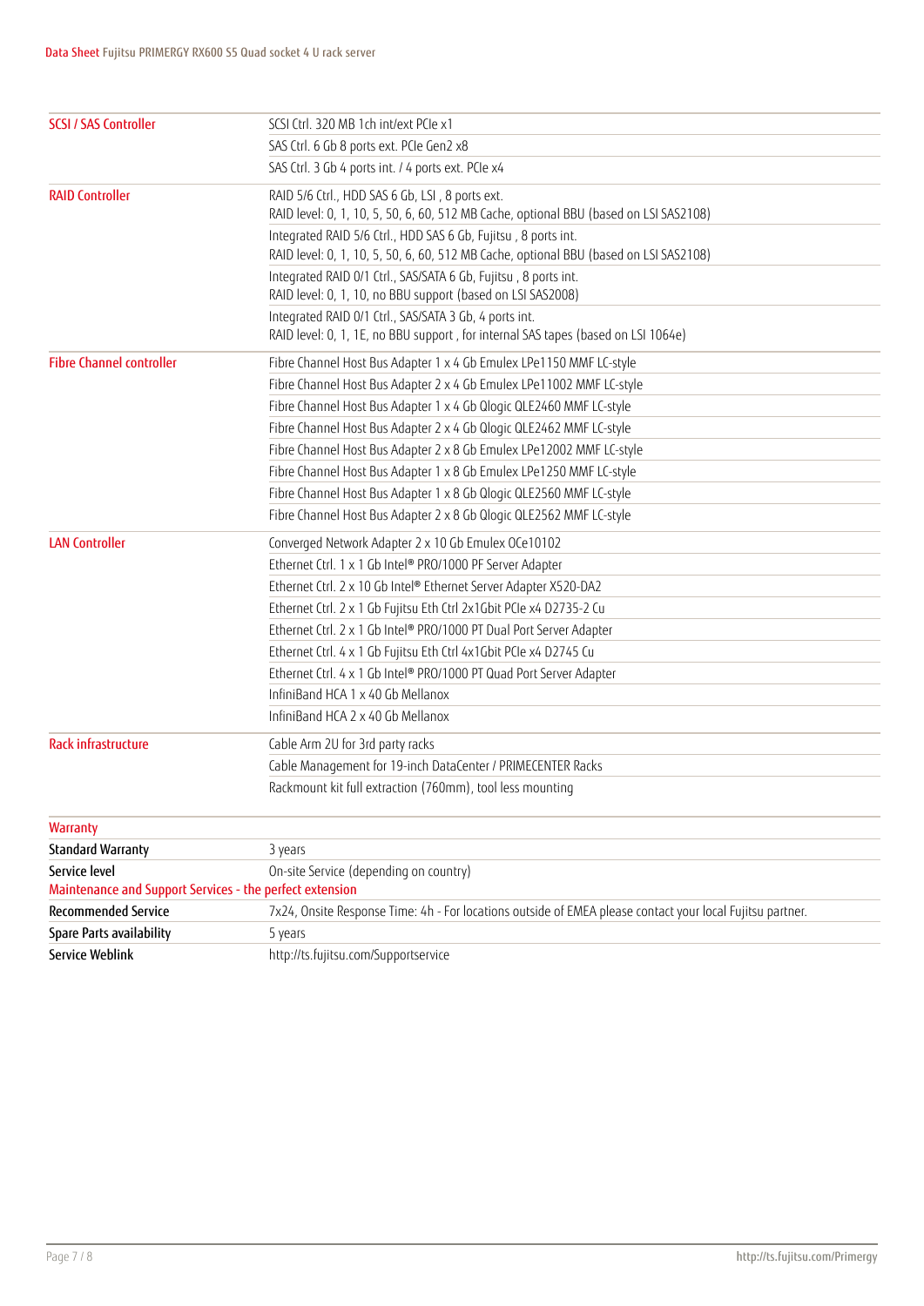| | |
|---|---|
| **SCSI / SAS Controller** | SCSI Ctrl. 320 MB 1ch int/ext PCIe x1 |
| | SAS Ctrl. 6 Gb 8 ports ext. PCIe Gen2 x8 |
| | SAS Ctrl. 3 Gb 4 ports int. / 4 ports ext. PCIe x4 |
| **RAID Controller** | RAID 5/6 Ctrl., HDD SAS 6 Gb, LSI , 8 ports ext.<br>RAID level: 0, 1, 10, 5, 50, 6, 60, 512 MB Cache, optional BBU (based on LSI SAS2108) |
| | Integrated RAID 5/6 Ctrl., HDD SAS 6 Gb, Fujitsu , 8 ports int.<br>RAID level: 0, 1, 10, 5, 50, 6, 60, 512 MB Cache, optional BBU (based on LSI SAS2108) |
| | Integrated RAID 0/1 Ctrl., SAS/SATA 6 Gb, Fujitsu , 8 ports int.<br>RAID level: 0, 1, 10, no BBU support (based on LSI SAS2008) |
| | Integrated RAID 0/1 Ctrl., SAS/SATA 3 Gb, 4 ports int.<br>RAID level: 0, 1, 1E, no BBU support , for internal SAS tapes (based on LSI 1064e) |
| **Fibre Channel controller** | Fibre Channel Host Bus Adapter 1 x 4 Gb Emulex LPe1150 MMF LC-style |
| | Fibre Channel Host Bus Adapter 2 x 4 Gb Emulex LPe11002 MMF LC-style |
| | Fibre Channel Host Bus Adapter 1 x 4 Gb Qlogic QLE2460 MMF LC-style |
| | Fibre Channel Host Bus Adapter 2 x 4 Gb Qlogic QLE2462 MMF LC-style |
| | Fibre Channel Host Bus Adapter 2 x 8 Gb Emulex LPe12002 MMF LC-style |
| | Fibre Channel Host Bus Adapter 1 x 8 Gb Emulex LPe1250 MMF LC-style |
| | Fibre Channel Host Bus Adapter 1 x 8 Gb Qlogic QLE2560 MMF LC-style |
| | Fibre Channel Host Bus Adapter 2 x 8 Gb Qlogic QLE2562 MMF LC-style |
| **LAN Controller** | Converged Network Adapter 2 x 10 Gb Emulex OCe10102 |
| | Ethernet Ctrl. 1 x 1 Gb Intel® PRO/1000 PF Server Adapter |
| | Ethernet Ctrl. 2 x 10 Gb Intel® Ethernet Server Adapter X520-DA2 |
| | Ethernet Ctrl. 2 x 1 Gb Fujitsu Eth Ctrl 2x1Gbit PCIe x4 D2735-2 Cu |
| | Ethernet Ctrl. 2 x 1 Gb Intel® PRO/1000 PT Dual Port Server Adapter |
| | Ethernet Ctrl. 4 x 1 Gb Fujitsu Eth Ctrl 4x1Gbit PCIe x4 D2745 Cu |
| | Ethernet Ctrl. 4 x 1 Gb Intel® PRO/1000 PT Quad Port Server Adapter |
| | InfiniBand HCA 1 x 40 Gb Mellanox |
| | InfiniBand HCA 2 x 40 Gb Mellanox |
| **Rack infrastructure** | Cable Arm 2U for 3rd party racks |
| | Cable Management for 19-inch DataCenter / PRIMECENTER Racks |
| | Rackmount kit full extraction (760mm), tool less mounting |

## Warranty

| | |
|---|---|
| **Standard Warranty** | 3 years |
| **Service level** | On-site Service (depending on country) |

### Maintenance and Support Services - the perfect extension

| | |
|---|---|
| **Recommended Service** | 7x24, Onsite Response Time: 4h - For locations outside of EMEA please contact your local Fujitsu partner. |
| **Spare Parts availability** | 5 years |
| **Service Weblink** | http://ts.fujitsu.com/Supportservice |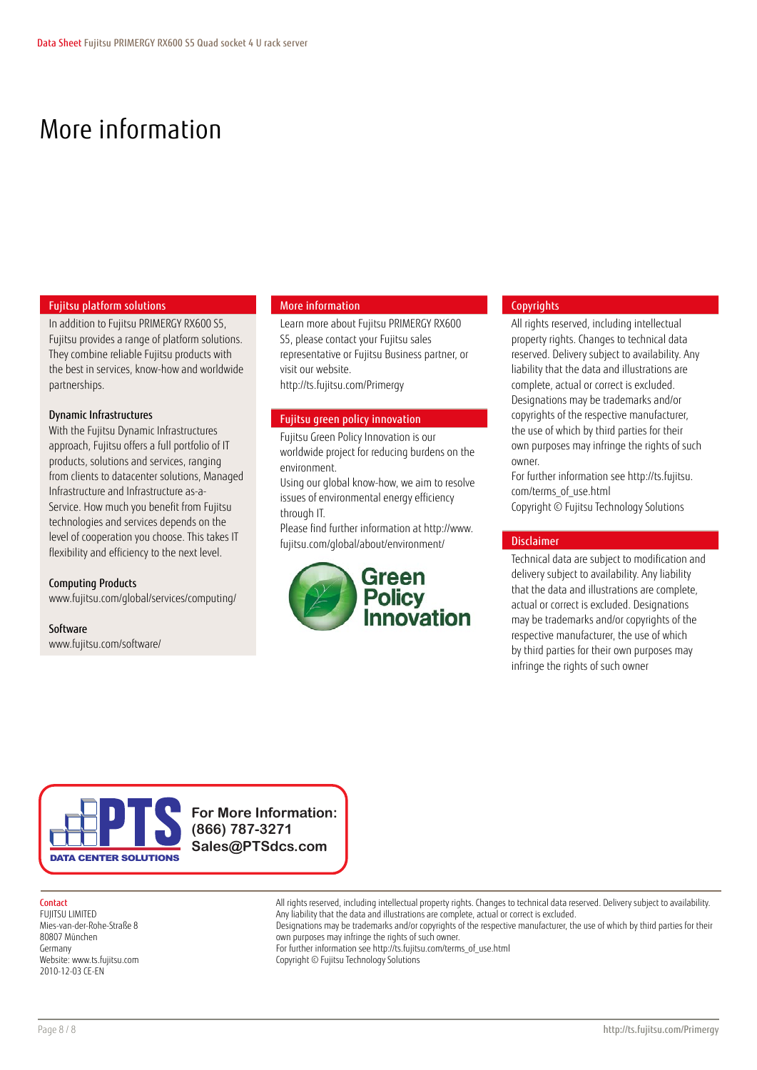# More information

## Fujitsu platform solutions

In addition to Fujitsu PRIMERGY RX600 S5, Fujitsu provides a range of platform solutions. They combine reliable Fujitsu products with the best in services, know-how and worldwide partnerships.

### Dynamic Infrastructures

With the Fujitsu Dynamic Infrastructures approach, Fujitsu offers a full portfolio of IT products, solutions and services, ranging from clients to datacenter solutions, Managed Infrastructure and Infrastructure as-a-Service. How much you benefit from Fujitsu technologies and services depends on the level of cooperation you choose. This takes IT flexibility and efficiency to the next level.

### Computing Products

www.fujitsu.com/global/services/computing/

### Software

www.fujitsu.com/software/

## More information

Learn more about Fujitsu PRIMERGY RX600 S5, please contact your Fujitsu sales representative or Fujitsu Business partner, or visit our website.
http://ts.fujitsu.com/Primergy

## Fujitsu green policy innovation

Fujitsu Green Policy Innovation is our worldwide project for reducing burdens on the environment.
Using our global know-how, we aim to resolve issues of environmental energy efficiency through IT.
Please find further information at http://www.fujitsu.com/global/about/environment/

Green Policy Innovation

## Copyrights

All rights reserved, including intellectual property rights. Changes to technical data reserved. Delivery subject to availability. Any liability that the data and illustrations are complete, actual or correct is excluded. Designations may be trademarks and/or copyrights of the respective manufacturer, the use of which by third parties for their own purposes may infringe the rights of such owner.
For further information see http://ts.fujitsu.com/terms_of_use.html
Copyright © Fujitsu Technology Solutions

## Disclaimer

Technical data are subject to modification and delivery subject to availability. Any liability that the data and illustrations are complete, actual or correct is excluded. Designations may be trademarks and/or copyrights of the respective manufacturer, the use of which by third parties for their own purposes may infringe the rights of such owner

PTS DATA CENTER SOLUTIONS

**For More Information:**
**(866) 787-3271**
**Sales@PTSdcs.com**

**Contact**
FUJITSU LIMITED
Mies-van-der-Rohe-Straße 8
80807 München
Germany
Website: www.ts.fujitsu.com
2010-12-03 CE-EN

All rights reserved, including intellectual property rights. Changes to technical data reserved. Delivery subject to availability. Any liability that the data and illustrations are complete, actual or correct is excluded.
Designations may be trademarks and/or copyrights of the respective manufacturer, the use of which by third parties for their own purposes may infringe the rights of such owner.
For further information see http://ts.fujitsu.com/terms_of_use.html
Copyright © Fujitsu Technology Solutions